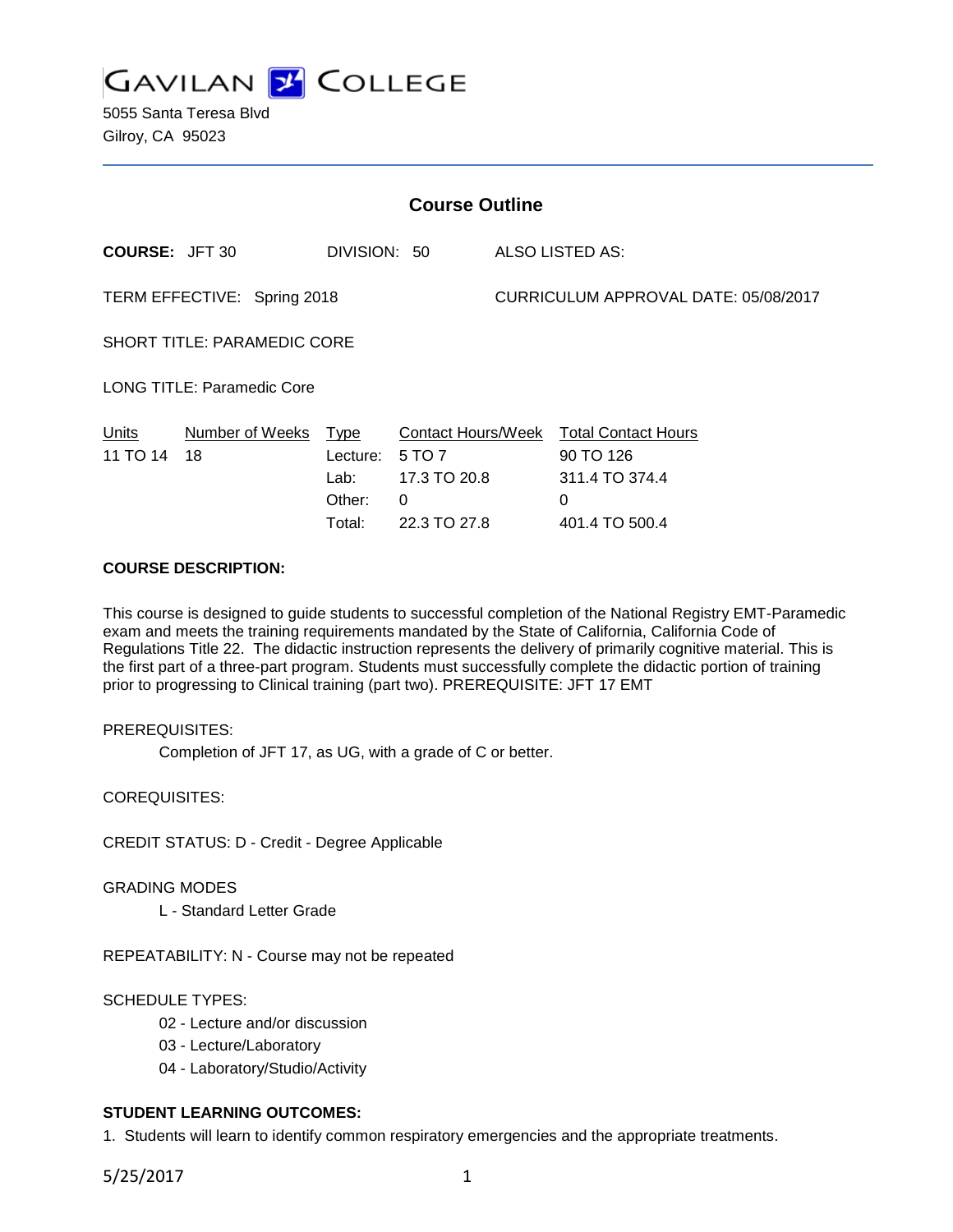# GAVILAN COLLEGE

5055 Santa Teresa Blvd
Gilroy, CA 95023

## Course Outline

**COURSE:** JFT 30 DIVISION: 50 ALSO LISTED AS:

TERM EFFECTIVE: Spring 2018 CURRICULUM APPROVAL DATE: 05/08/2017

SHORT TITLE: PARAMEDIC CORE

LONG TITLE: Paramedic Core

| Units | Number of Weeks | Type | Contact Hours/Week | Total Contact Hours |
|---|---|---|---|---|
| 11 TO 14 | 18 | Lecture: | 5 TO 7 | 90 TO 126 |
| | | Lab: | 17.3 TO 20.8 | 311.4 TO 374.4 |
| | | Other: | 0 | 0 |
| | | Total: | 22.3 TO 27.8 | 401.4 TO 500.4 |

**COURSE DESCRIPTION:**

This course is designed to guide students to successful completion of the National Registry EMT-Paramedic exam and meets the training requirements mandated by the State of California, California Code of Regulations Title 22. The didactic instruction represents the delivery of primarily cognitive material. This is the first part of a three-part program. Students must successfully complete the didactic portion of training prior to progressing to Clinical training (part two). PREREQUISITE: JFT 17 EMT

PREREQUISITES:

Completion of JFT 17, as UG, with a grade of C or better.

COREQUISITES:

CREDIT STATUS: D - Credit - Degree Applicable

GRADING MODES

L - Standard Letter Grade

REPEATABILITY: N - Course may not be repeated

SCHEDULE TYPES:

02 - Lecture and/or discussion

03 - Lecture/Laboratory

04 - Laboratory/Studio/Activity

**STUDENT LEARNING OUTCOMES:**

1. Students will learn to identify common respiratory emergencies and the appropriate treatments.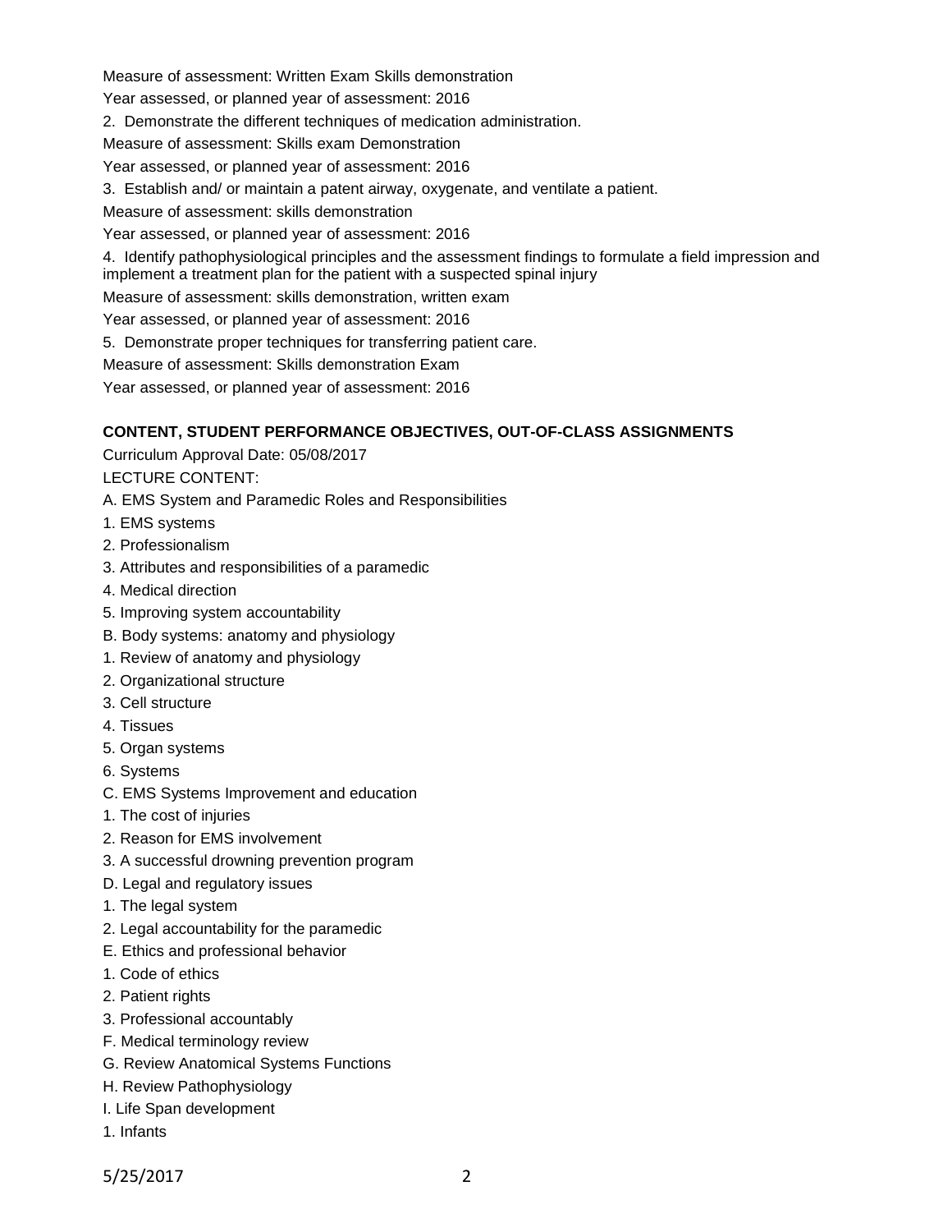Measure of assessment: Written Exam Skills demonstration

Year assessed, or planned year of assessment: 2016

2. Demonstrate the different techniques of medication administration.

Measure of assessment: Skills exam Demonstration

Year assessed, or planned year of assessment: 2016

3. Establish and/ or maintain a patent airway, oxygenate, and ventilate a patient.

Measure of assessment: skills demonstration

Year assessed, or planned year of assessment: 2016

4. Identify pathophysiological principles and the assessment findings to formulate a field impression and implement a treatment plan for the patient with a suspected spinal injury

Measure of assessment: skills demonstration, written exam

Year assessed, or planned year of assessment: 2016

5. Demonstrate proper techniques for transferring patient care.

Measure of assessment: Skills demonstration Exam

Year assessed, or planned year of assessment: 2016

**CONTENT, STUDENT PERFORMANCE OBJECTIVES, OUT-OF-CLASS ASSIGNMENTS**

Curriculum Approval Date: 05/08/2017

LECTURE CONTENT:

A. EMS System and Paramedic Roles and Responsibilities

1. EMS systems
2. Professionalism
3. Attributes and responsibilities of a paramedic
4. Medical direction
5. Improving system accountability

B. Body systems: anatomy and physiology

1. Review of anatomy and physiology
2. Organizational structure
3. Cell structure
4. Tissues
5. Organ systems
6. Systems

C. EMS Systems Improvement and education

1. The cost of injuries
2. Reason for EMS involvement
3. A successful drowning prevention program

D. Legal and regulatory issues

1. The legal system
2. Legal accountability for the paramedic

E. Ethics and professional behavior

1. Code of ethics
2. Patient rights
3. Professional accountably

F. Medical terminology review

G. Review Anatomical Systems Functions

H. Review Pathophysiology

I. Life Span development

1. Infants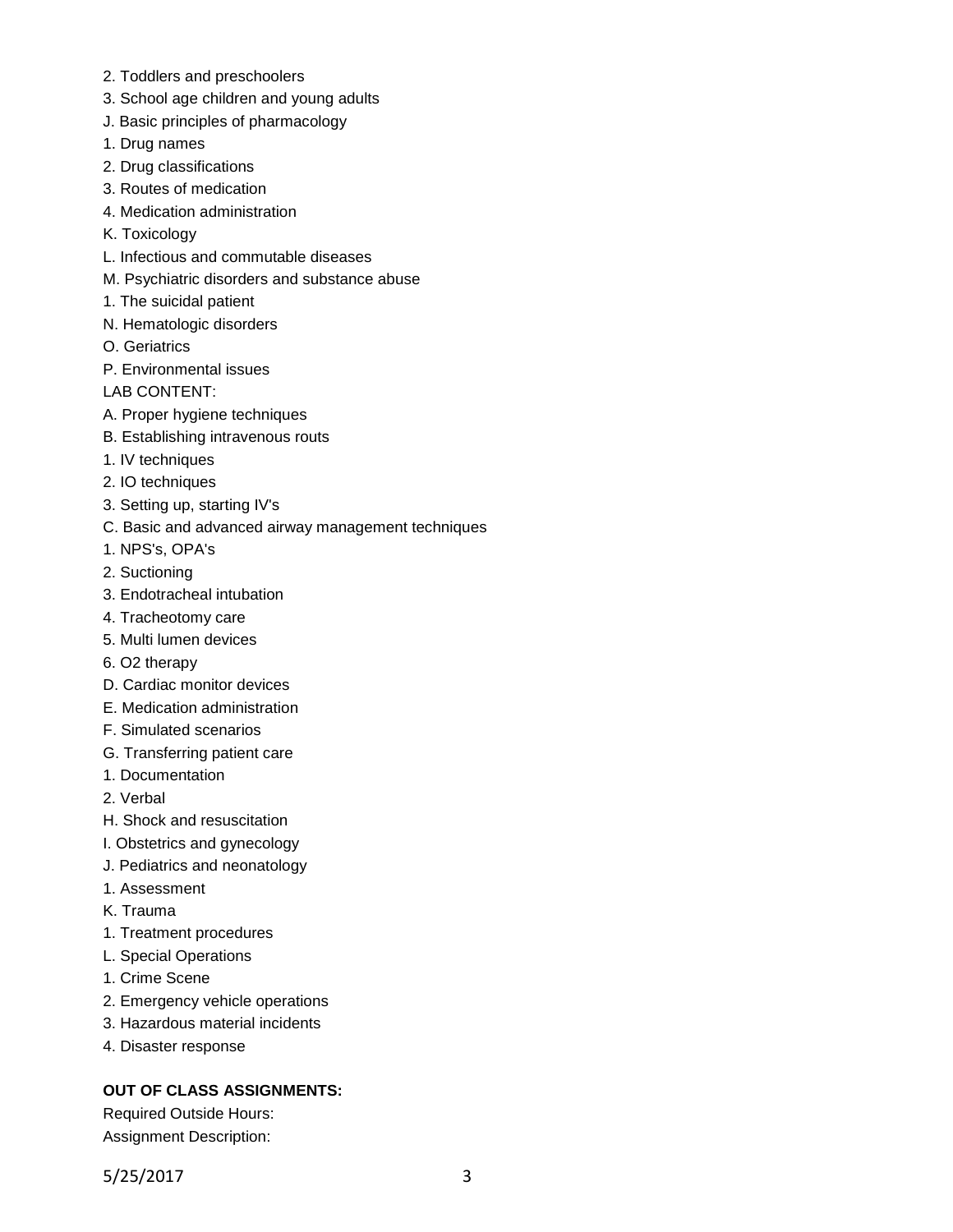2. Toddlers and preschoolers
3. School age children and young adults
J. Basic principles of pharmacology
1. Drug names
2. Drug classifications
3. Routes of medication
4. Medication administration
K. Toxicology
L. Infectious and commutable diseases
M. Psychiatric disorders and substance abuse
1. The suicidal patient
N. Hematologic disorders
O. Geriatrics
P. Environmental issues
LAB CONTENT:
A. Proper hygiene techniques
B. Establishing intravenous routs
1. IV techniques
2. IO techniques
3. Setting up, starting IV's
C. Basic and advanced airway management techniques
1. NPS's, OPA's
2. Suctioning
3. Endotracheal intubation
4. Tracheotomy care
5. Multi lumen devices
6. O2 therapy
D. Cardiac monitor devices
E. Medication administration
F. Simulated scenarios
G. Transferring patient care
1. Documentation
2. Verbal
H. Shock and resuscitation
I. Obstetrics and gynecology
J. Pediatrics and neonatology
1. Assessment
K. Trauma
1. Treatment procedures
L. Special Operations
1. Crime Scene
2. Emergency vehicle operations
3. Hazardous material incidents
4. Disaster response

**OUT OF CLASS ASSIGNMENTS:**

Required Outside Hours:
Assignment Description: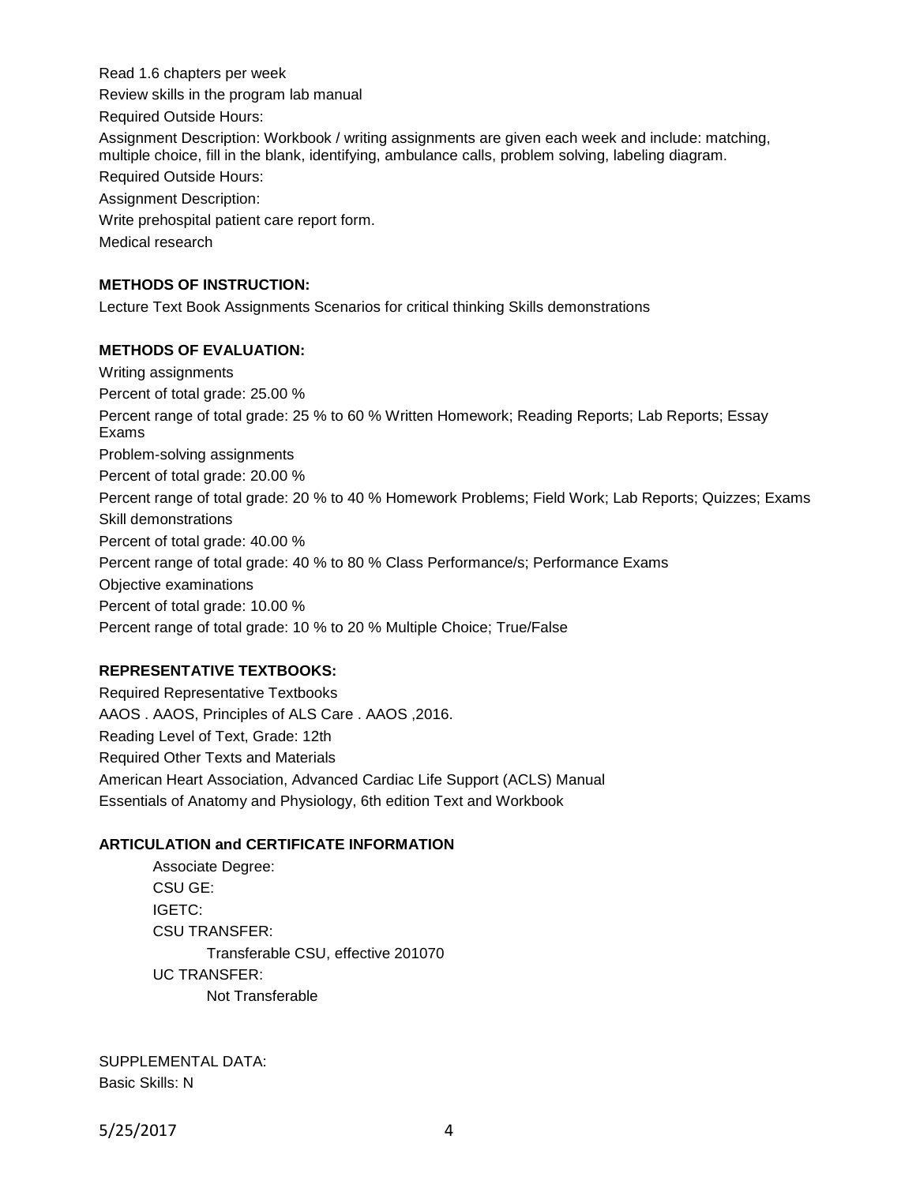Read 1.6 chapters per week

Review skills in the program lab manual

Required Outside Hours:

Assignment Description: Workbook / writing assignments are given each week and include: matching, multiple choice, fill in the blank, identifying, ambulance calls, problem solving, labeling diagram.

Required Outside Hours:

Assignment Description:

Write prehospital patient care report form.

Medical research

**METHODS OF INSTRUCTION:**

Lecture Text Book Assignments Scenarios for critical thinking Skills demonstrations

**METHODS OF EVALUATION:**

Writing assignments

Percent of total grade: 25.00 %

Percent range of total grade: 25 % to 60 % Written Homework; Reading Reports; Lab Reports; Essay Exams

Problem-solving assignments

Percent of total grade: 20.00 %

Percent range of total grade: 20 % to 40 % Homework Problems; Field Work; Lab Reports; Quizzes; Exams

Skill demonstrations

Percent of total grade: 40.00 %

Percent range of total grade: 40 % to 80 % Class Performance/s; Performance Exams

Objective examinations

Percent of total grade: 10.00 %

Percent range of total grade: 10 % to 20 % Multiple Choice; True/False

**REPRESENTATIVE TEXTBOOKS:**

Required Representative Textbooks

AAOS . AAOS, Principles of ALS Care . AAOS ,2016.

Reading Level of Text, Grade: 12th

Required Other Texts and Materials

American Heart Association, Advanced Cardiac Life Support (ACLS) Manual

Essentials of Anatomy and Physiology, 6th edition Text and Workbook

**ARTICULATION and CERTIFICATE INFORMATION**

Associate Degree:

CSU GE:

IGETC:

CSU TRANSFER:

Transferable CSU, effective 201070

UC TRANSFER:

Not Transferable

SUPPLEMENTAL DATA:

Basic Skills: N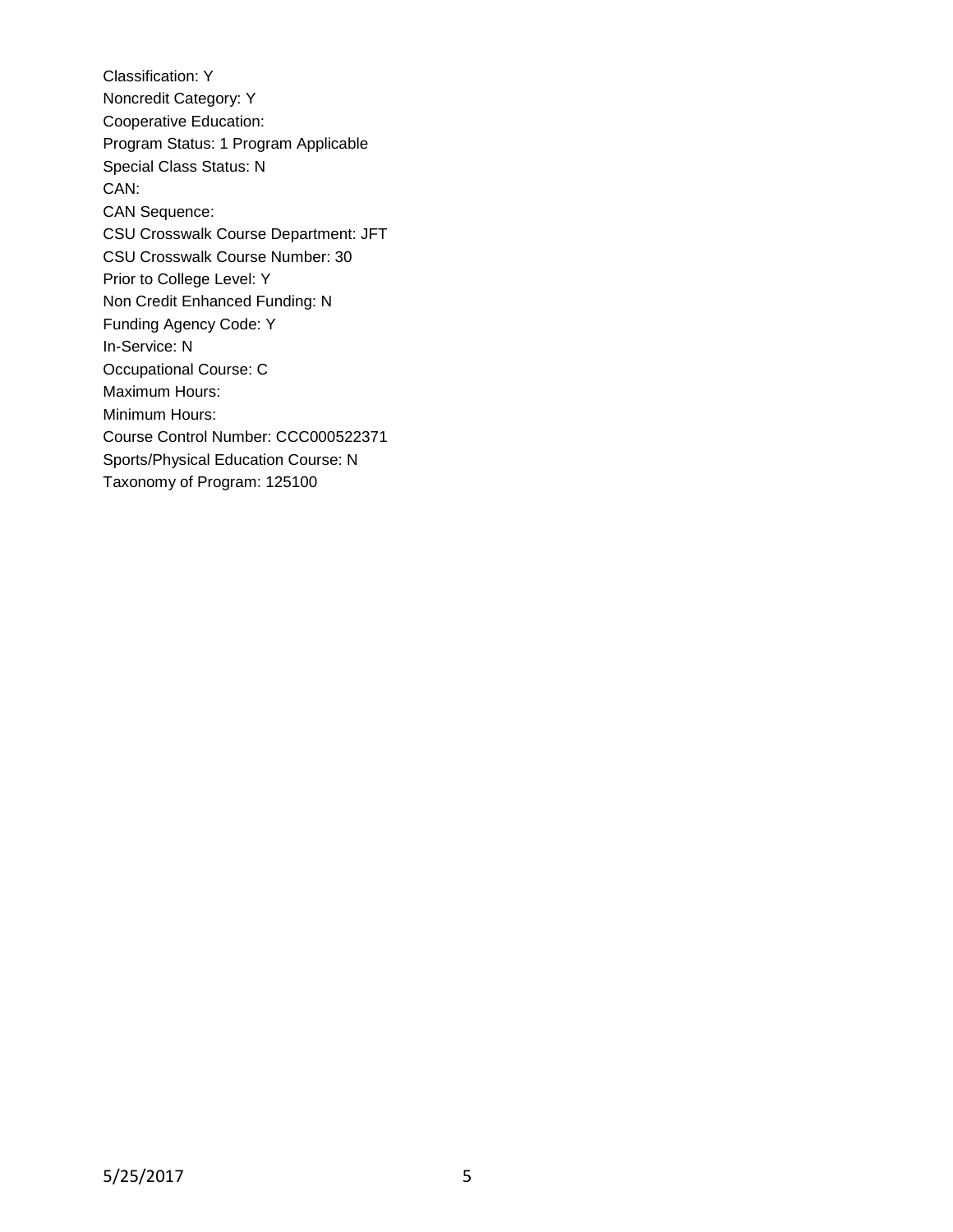Classification: Y

Noncredit Category: Y

Cooperative Education:

Program Status: 1 Program Applicable

Special Class Status: N

CAN:

CAN Sequence:

CSU Crosswalk Course Department: JFT

CSU Crosswalk Course Number: 30

Prior to College Level: Y

Non Credit Enhanced Funding: N

Funding Agency Code: Y

In-Service: N

Occupational Course: C

Maximum Hours:

Minimum Hours:

Course Control Number: CCC000522371

Sports/Physical Education Course: N

Taxonomy of Program: 125100